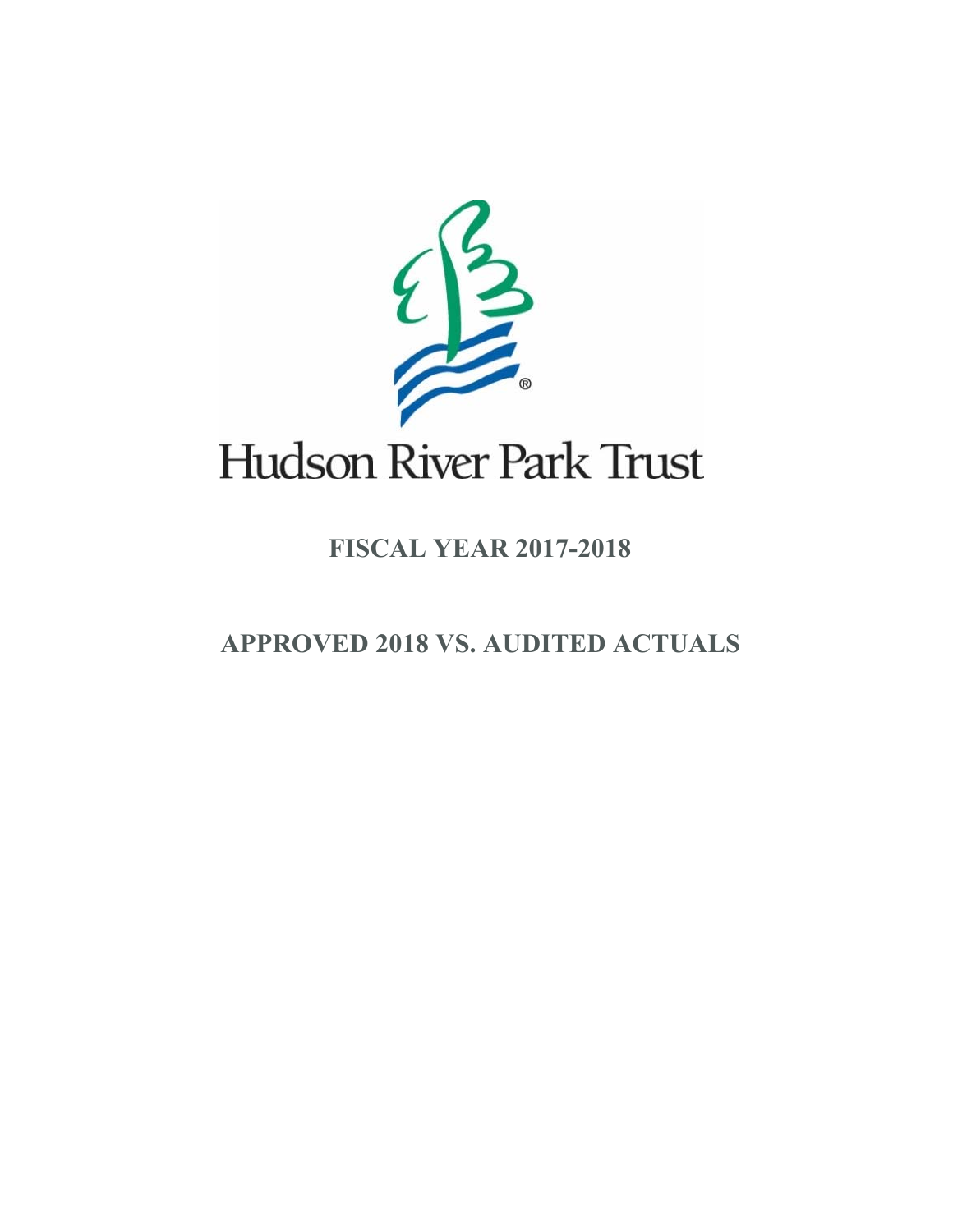# Hudson River Park Trust

## FISCAL YEAR 2017-2018

## APPROVED 2018 VS. AUDITED ACTUALS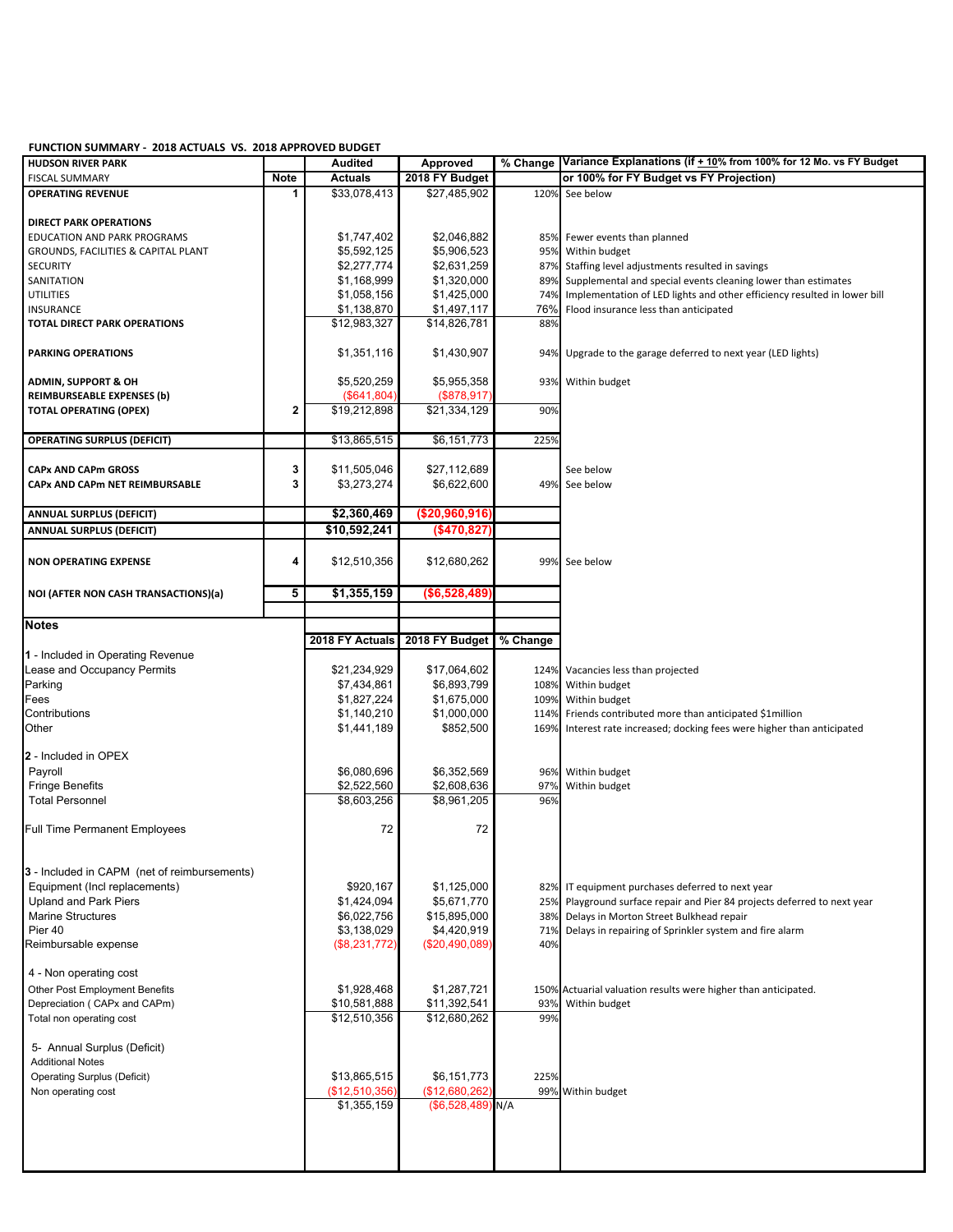**FUNCTION SUMMARY - 2018 ACTUALS VS. 2018 APPROVED BUDGET**

| HUDSON RIVER PARK<br>FISCAL SUMMARY | Note | Audited<br>Actuals | Approved<br>2018 FY Budget | % Change | Variance Explanations (if + 10% from 100% for 12 Mo. vs FY Budget or 100% for FY Budget vs FY Projection) |
|---|---|---|---|---|---|
| **OPERATING REVENUE** | **1** | $33,078,413 | $27,485,902 | 120% | See below |
| | | | | | |
| **DIRECT PARK OPERATIONS** | | | | | |
| EDUCATION AND PARK PROGRAMS | | $1,747,402 | $2,046,882 | 85% | Fewer events than planned |
| GROUNDS, FACILITIES & CAPITAL PLANT | | $5,592,125 | $5,906,523 | 95% | Within budget |
| SECURITY | | $2,277,774 | $2,631,259 | 87% | Staffing level adjustments resulted in savings |
| SANITATION | | $1,168,999 | $1,320,000 | 89% | Supplemental and special events cleaning lower than estimates |
| UTILITIES | | $1,058,156 | $1,425,000 | 74% | Implementation of LED lights and other efficiency resulted in lower bill |
| INSURANCE | | $1,138,870 | $1,497,117 | 76% | Flood insurance less than anticipated |
| **TOTAL DIRECT PARK OPERATIONS** | | $12,983,327 | $14,826,781 | 88% | |
| | | | | | |
| **PARKING OPERATIONS** | | $1,351,116 | $1,430,907 | 94% | Upgrade to the garage deferred to next year (LED lights) |
| | | | | | |
| **ADMIN, SUPPORT & OH** | | $5,520,259 | $5,955,358 | 93% | Within budget |
| **REIMBURSEABLE EXPENSES (b)** | | ($641,804) | ($878,917) | | |
| **TOTAL OPERATING (OPEX)** | **2** | $19,212,898 | $21,334,129 | 90% | |
| | | | | | |
| **OPERATING SURPLUS (DEFICIT)** | | $13,865,515 | $6,151,773 | 225% | |
| | | | | | |
| **CAPx AND CAPm GROSS** | **3** | $11,505,046 | $27,112,689 | | See below |
| **CAPx AND CAPm NET REIMBURSABLE** | **3** | $3,273,274 | $6,622,600 | 49% | See below |
| | | | | | |
| **ANNUAL SURPLUS (DEFICIT)** | | **$2,360,469** | **($20,960,916)** | | |
| **ANNUAL SURPLUS (DEFICIT)** | | **$10,592,241** | **($470,827)** | | |
| | | | | | |
| **NON OPERATING EXPENSE** | **4** | $12,510,356 | $12,680,262 | 99% | See below |
| | | | | | |
| **NOI (AFTER NON CASH TRANSACTIONS)(a)** | **5** | **$1,355,159** | **($6,528,489)** | | |

## Notes

| | 2018 FY Actuals | 2018 FY Budget | % Change | |
|---|---|---|---|---|
| **1** - Included in Operating Revenue | | | | |
| Lease and Occupancy Permits | $21,234,929 | $17,064,602 | 124% | Vacancies less than projected |
| Parking | $7,434,861 | $6,893,799 | 108% | Within budget |
| Fees | $1,827,224 | $1,675,000 | 109% | Within budget |
| Contributions | $1,140,210 | $1,000,000 | 114% | Friends contributed more than anticipated $1million |
| Other | $1,441,189 | $852,500 | 169% | Interest rate increased; docking fees were higher than anticipated |
| | | | | |
| **2** - Included in OPEX | | | | |
| Payroll | $6,080,696 | $6,352,569 | 96% | Within budget |
| Fringe Benefits | $2,522,560 | $2,608,636 | 97% | Within budget |
| Total Personnel | $8,603,256 | $8,961,205 | 96% | |
| | | | | |
| Full Time Permanent Employees | 72 | 72 | | |
| | | | | |
| **3** - Included in CAPM (net of reimbursements) | | | | |
| Equipment (Incl replacements) | $920,167 | $1,125,000 | 82% | IT equipment purchases deferred to next year |
| Upland and Park Piers | $1,424,094 | $5,671,770 | 25% | Playground surface repair and Pier 84 projects deferred to next year |
| Marine Structures | $6,022,756 | $15,895,000 | 38% | Delays in Morton Street Bulkhead repair |
| Pier 40 | $3,138,029 | $4,420,919 | 71% | Delays in repairing of Sprinkler system and fire alarm |
| Reimbursable expense | ($8,231,772) | ($20,490,089) | 40% | |
| | | | | |
| 4 - Non operating cost | | | | |
| Other Post Employment Benefits | $1,928,468 | $1,287,721 | 150% | Actuarial valuation results were higher than anticipated. |
| Depreciation ( CAPx and CAPm) | $10,581,888 | $11,392,541 | 93% | Within budget |
| Total non operating cost | $12,510,356 | $12,680,262 | 99% | |
| | | | | |
| 5- Annual Surplus (Deficit) | | | | |
| Additional Notes | | | | |
| Operating Surplus (Deficit) | $13,865,515 | $6,151,773 | 225% | |
| Non operating cost | ($12,510,356) | ($12,680,262) | 99% | Within budget |
| | $1,355,159 | ($6,528,489) | N/A | |